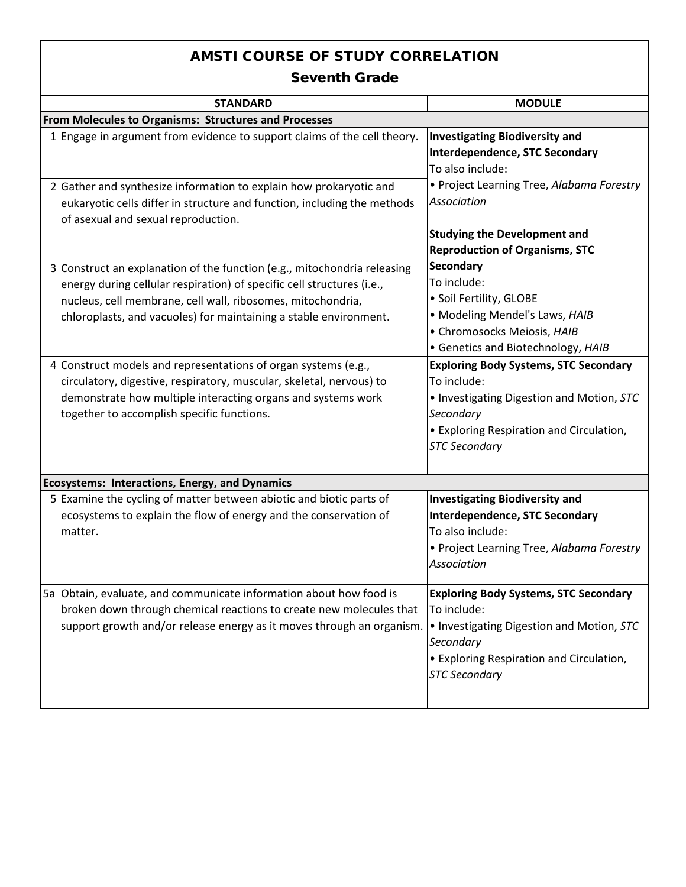# AMSTI COURSE OF STUDY CORRELATION

## Seventh Grade

| | STANDARD | MODULE |
|---|---|---|
| **From Molecules to Organisms: Structures and Processes** | | |
| 1 | Engage in argument from evidence to support claims of the cell theory. | **Investigating Biodiversity and Interdependence, STC Secondary**<br>To also include:<br>• Project Learning Tree, *Alabama Forestry Association*<br><br>**Studying the Development and Reproduction of Organisms, STC Secondary**<br>To include:<br>• Soil Fertility, GLOBE<br>• Modeling Mendel's Laws, *HAIB*<br>• Chromosocks Meiosis, *HAIB*<br>• Genetics and Biotechnology, *HAIB* |
| 2 | Gather and synthesize information to explain how prokaryotic and eukaryotic cells differ in structure and function, including the methods of asexual and sexual reproduction. | |
| 3 | Construct an explanation of the function (e.g., mitochondria releasing energy during cellular respiration) of specific cell structures (i.e., nucleus, cell membrane, cell wall, ribosomes, mitochondria, chloroplasts, and vacuoles) for maintaining a stable environment. | |
| 4 | Construct models and representations of organ systems (e.g., circulatory, digestive, respiratory, muscular, skeletal, nervous) to demonstrate how multiple interacting organs and systems work together to accomplish specific functions. | **Exploring Body Systems, STC Secondary**<br>To include:<br>• Investigating Digestion and Motion, *STC Secondary*<br>• Exploring Respiration and Circulation, *STC Secondary* |
| **Ecosystems: Interactions, Energy, and Dynamics** | | |
| 5 | Examine the cycling of matter between abiotic and biotic parts of ecosystems to explain the flow of energy and the conservation of matter. | **Investigating Biodiversity and Interdependence, STC Secondary**<br>To also include:<br>• Project Learning Tree, *Alabama Forestry Association* |
| 5a | Obtain, evaluate, and communicate information about how food is broken down through chemical reactions to create new molecules that support growth and/or release energy as it moves through an organism. | **Exploring Body Systems, STC Secondary**<br>To include:<br>• Investigating Digestion and Motion, *STC Secondary*<br>• Exploring Respiration and Circulation, *STC Secondary* |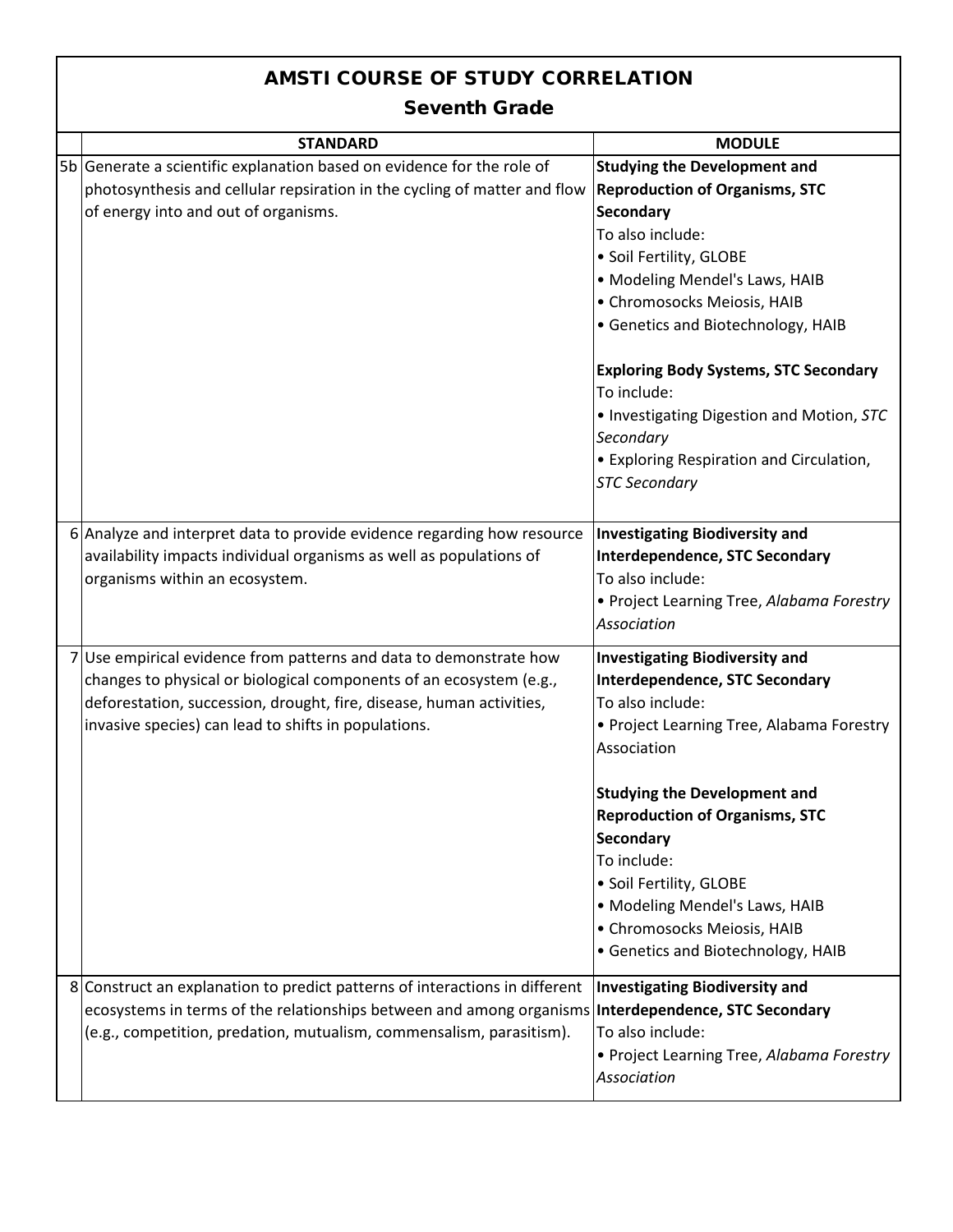# AMSTI COURSE OF STUDY CORRELATION

## Seventh Grade

| | STANDARD | MODULE |
|---|---|---|
| 5b | Generate a scientific explanation based on evidence for the role of photosynthesis and cellular repsiration in the cycling of matter and flow of energy into and out of organisms. | **Studying the Development and Reproduction of Organisms, STC Secondary**<br>To also include:<br>• Soil Fertility, GLOBE<br>• Modeling Mendel's Laws, HAIB<br>• Chromosocks Meiosis, HAIB<br>• Genetics and Biotechnology, HAIB<br><br>**Exploring Body Systems, STC Secondary**<br>To include:<br>• Investigating Digestion and Motion, *STC Secondary*<br>• Exploring Respiration and Circulation, *STC Secondary* |
| 6 | Analyze and interpret data to provide evidence regarding how resource availability impacts individual organisms as well as populations of organisms within an ecosystem. | **Investigating Biodiversity and Interdependence, STC Secondary**<br>To also include:<br>• Project Learning Tree, *Alabama Forestry Association* |
| 7 | Use empirical evidence from patterns and data to demonstrate how changes to physical or biological components of an ecosystem (e.g., deforestation, succession, drought, fire, disease, human activities, invasive species) can lead to shifts in populations. | **Investigating Biodiversity and Interdependence, STC Secondary**<br>To also include:<br>• Project Learning Tree, Alabama Forestry Association<br><br>**Studying the Development and Reproduction of Organisms, STC Secondary**<br>To include:<br>• Soil Fertility, GLOBE<br>• Modeling Mendel's Laws, HAIB<br>• Chromosocks Meiosis, HAIB<br>• Genetics and Biotechnology, HAIB |
| 8 | Construct an explanation to predict patterns of interactions in different ecosystems in terms of the relationships between and among organisms (e.g., competition, predation, mutualism, commensalism, parasitism). | **Investigating Biodiversity and Interdependence, STC Secondary**<br>To also include:<br>• Project Learning Tree, *Alabama Forestry Association* |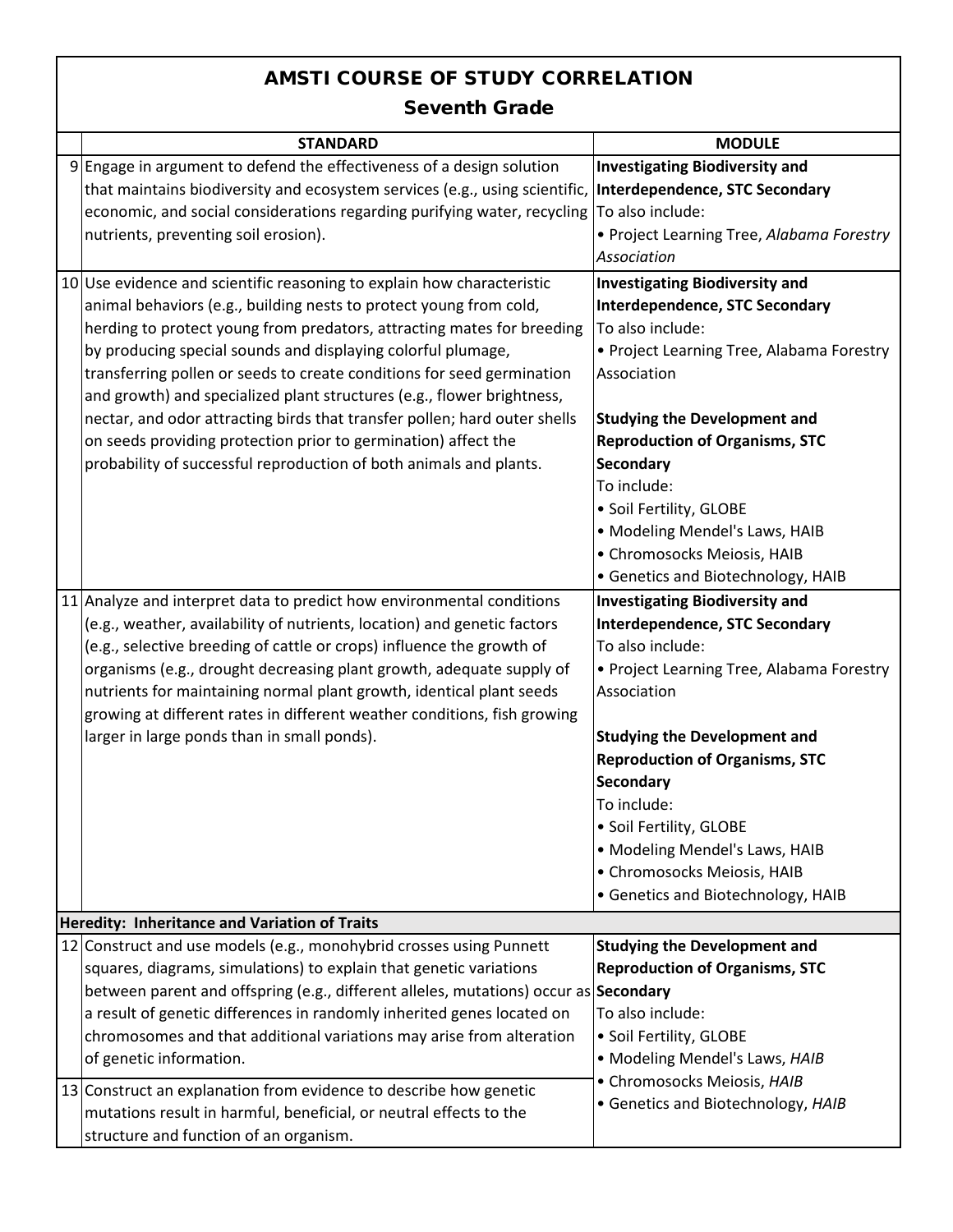# AMSTI COURSE OF STUDY CORRELATION

## Seventh Grade

| | STANDARD | MODULE |
|---|---|---|
| 9 | Engage in argument to defend the effectiveness of a design solution that maintains biodiversity and ecosystem services (e.g., using scientific, economic, and social considerations regarding purifying water, recycling nutrients, preventing soil erosion). | **Investigating Biodiversity and Interdependence, STC Secondary**<br>To also include:<br>• Project Learning Tree, *Alabama Forestry Association* |
| 10 | Use evidence and scientific reasoning to explain how characteristic animal behaviors (e.g., building nests to protect young from cold, herding to protect young from predators, attracting mates for breeding by producing special sounds and displaying colorful plumage, transferring pollen or seeds to create conditions for seed germination and growth) and specialized plant structures (e.g., flower brightness, nectar, and odor attracting birds that transfer pollen; hard outer shells on seeds providing protection prior to germination) affect the probability of successful reproduction of both animals and plants. | **Investigating Biodiversity and Interdependence, STC Secondary**<br>To also include:<br>• Project Learning Tree, Alabama Forestry Association<br><br>**Studying the Development and Reproduction of Organisms, STC Secondary**<br>To include:<br>• Soil Fertility, GLOBE<br>• Modeling Mendel's Laws, HAIB<br>• Chromosocks Meiosis, HAIB<br>• Genetics and Biotechnology, HAIB |
| 11 | Analyze and interpret data to predict how environmental conditions (e.g., weather, availability of nutrients, location) and genetic factors (e.g., selective breeding of cattle or crops) influence the growth of organisms (e.g., drought decreasing plant growth, adequate supply of nutrients for maintaining normal plant growth, identical plant seeds growing at different rates in different weather conditions, fish growing larger in large ponds than in small ponds). | **Investigating Biodiversity and Interdependence, STC Secondary**<br>To also include:<br>• Project Learning Tree, Alabama Forestry Association<br><br>**Studying the Development and Reproduction of Organisms, STC Secondary**<br>To include:<br>• Soil Fertility, GLOBE<br>• Modeling Mendel's Laws, HAIB<br>• Chromosocks Meiosis, HAIB<br>• Genetics and Biotechnology, HAIB |
| **Heredity: Inheritance and Variation of Traits** | | |
| 12 | Construct and use models (e.g., monohybrid crosses using Punnett squares, diagrams, simulations) to explain that genetic variations between parent and offspring (e.g., different alleles, mutations) occur as a result of genetic differences in randomly inherited genes located on chromosomes and that additional variations may arise from alteration of genetic information. | **Studying the Development and Reproduction of Organisms, STC Secondary**<br>To also include:<br>• Soil Fertility, GLOBE<br>• Modeling Mendel's Laws, *HAIB*<br>• Chromosocks Meiosis, *HAIB*<br>• Genetics and Biotechnology, *HAIB* |
| 13 | Construct an explanation from evidence to describe how genetic mutations result in harmful, beneficial, or neutral effects to the structure and function of an organism. | |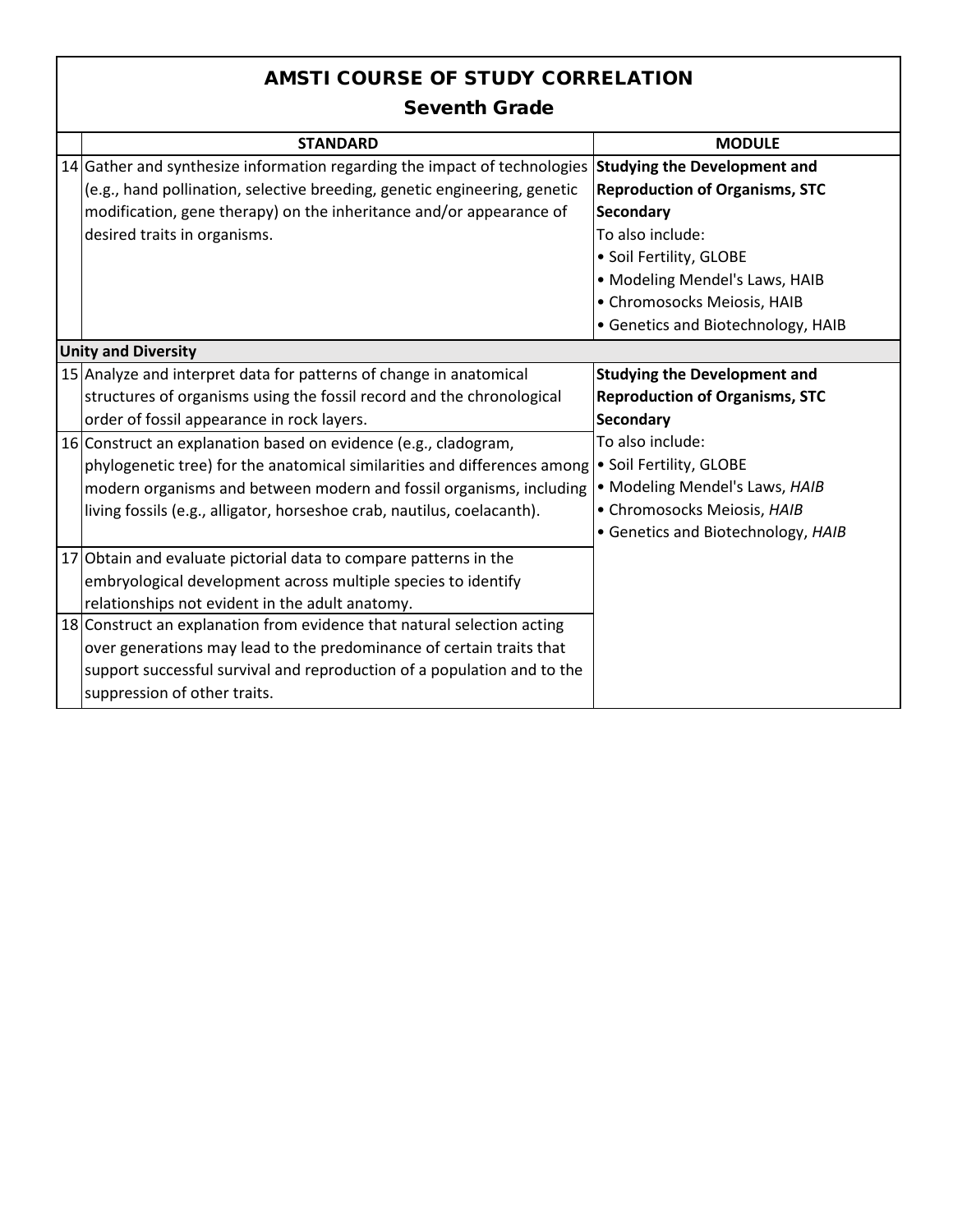# AMSTI COURSE OF STUDY CORRELATION

## Seventh Grade

| | STANDARD | MODULE |
|---|---|---|
| 14 | Gather and synthesize information regarding the impact of technologies (e.g., hand pollination, selective breeding, genetic engineering, genetic modification, gene therapy) on the inheritance and/or appearance of desired traits in organisms. | **Studying the Development and Reproduction of Organisms, STC Secondary**<br>To also include:<br>• Soil Fertility, GLOBE<br>• Modeling Mendel's Laws, HAIB<br>• Chromosocks Meiosis, HAIB<br>• Genetics and Biotechnology, HAIB |
| **Unity and Diversity** | | |
| 15 | Analyze and interpret data for patterns of change in anatomical structures of organisms using the fossil record and the chronological order of fossil appearance in rock layers. | **Studying the Development and Reproduction of Organisms, STC Secondary**<br>To also include:<br>• Soil Fertility, GLOBE<br>• Modeling Mendel's Laws, *HAIB*<br>• Chromosocks Meiosis, *HAIB*<br>• Genetics and Biotechnology, *HAIB* |
| 16 | Construct an explanation based on evidence (e.g., cladogram, phylogenetic tree) for the anatomical similarities and differences among modern organisms and between modern and fossil organisms, including living fossils (e.g., alligator, horseshoe crab, nautilus, coelacanth). | |
| 17 | Obtain and evaluate pictorial data to compare patterns in the embryological development across multiple species to identify relationships not evident in the adult anatomy. | |
| 18 | Construct an explanation from evidence that natural selection acting over generations may lead to the predominance of certain traits that support successful survival and reproduction of a population and to the suppression of other traits. | |